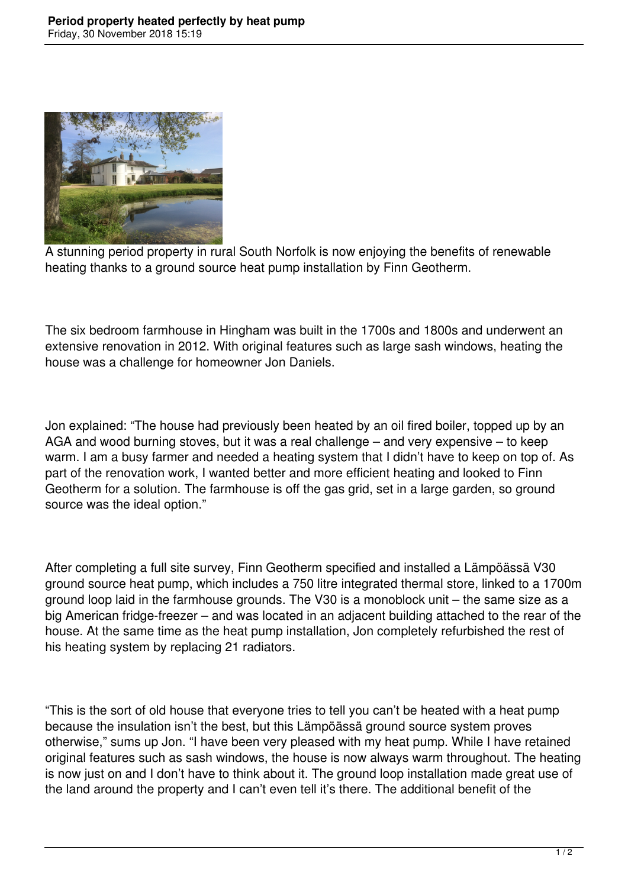# Period property heated perfectly by heat pump

Friday, 30 November 2018 15:19

A stunning period property in rural South Norfolk is now enjoying the benefits of renewable heating thanks to a ground source heat pump installation by Finn Geotherm.

The six bedroom farmhouse in Hingham was built in the 1700s and 1800s and underwent an extensive renovation in 2012. With original features such as large sash windows, heating the house was a challenge for homeowner Jon Daniels.

Jon explained: "The house had previously been heated by an oil fired boiler, topped up by an AGA and wood burning stoves, but it was a real challenge – and very expensive – to keep warm. I am a busy farmer and needed a heating system that I didn't have to keep on top of. As part of the renovation work, I wanted better and more efficient heating and looked to Finn Geotherm for a solution. The farmhouse is off the gas grid, set in a large garden, so ground source was the ideal option."

After completing a full site survey, Finn Geotherm specified and installed a Lämpöässä V30 ground source heat pump, which includes a 750 litre integrated thermal store, linked to a 1700m ground loop laid in the farmhouse grounds. The V30 is a monoblock unit – the same size as a big American fridge-freezer – and was located in an adjacent building attached to the rear of the house. At the same time as the heat pump installation, Jon completely refurbished the rest of his heating system by replacing 21 radiators.

"This is the sort of old house that everyone tries to tell you can't be heated with a heat pump because the insulation isn't the best, but this Lämpöässä ground source system proves otherwise," sums up Jon. "I have been very pleased with my heat pump. While I have retained original features such as sash windows, the house is now always warm throughout. The heating is now just on and I don't have to think about it. The ground loop installation made great use of the land around the property and I can't even tell it's there. The additional benefit of the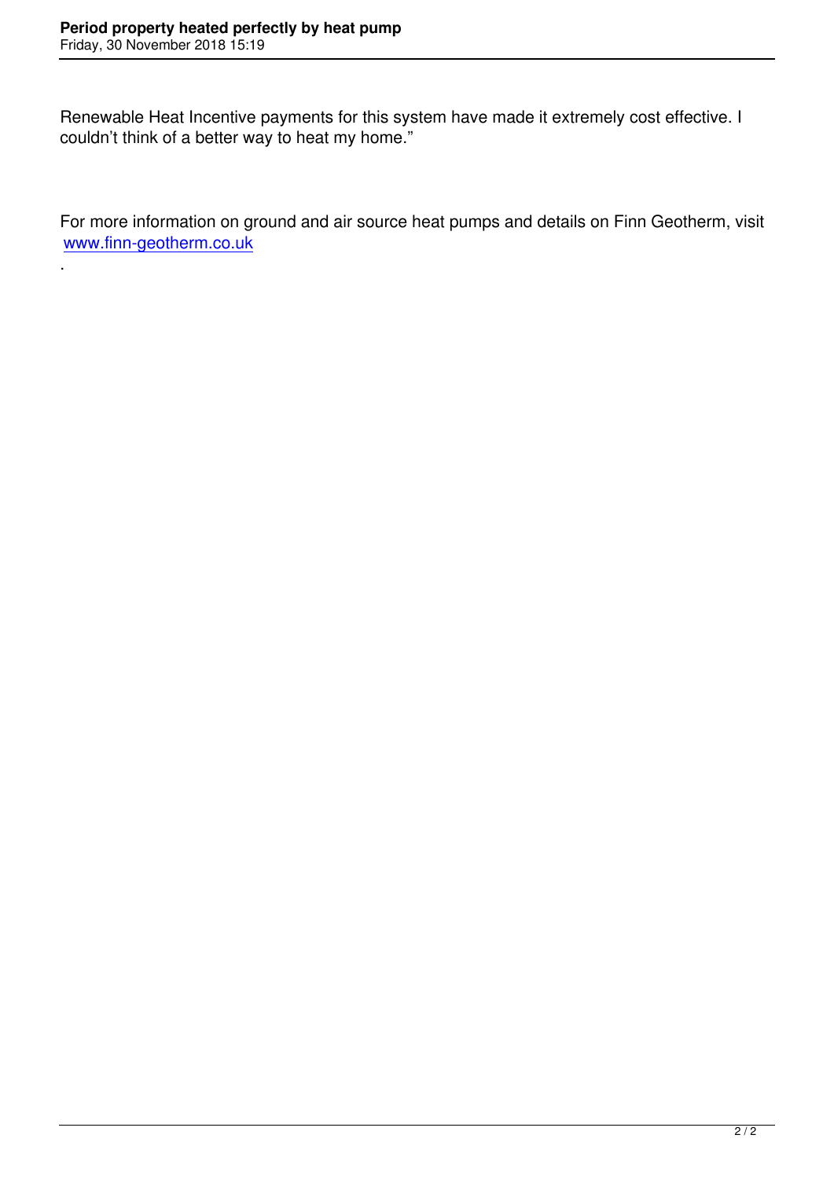Renewable Heat Incentive payments for this system have made it extremely cost effective. I couldn't think of a better way to heat my home."

For more information on ground and air source heat pumps and details on Finn Geotherm, visit [www.finn-geotherm.co.uk](http://www.finn-geotherm.co.uk)

.